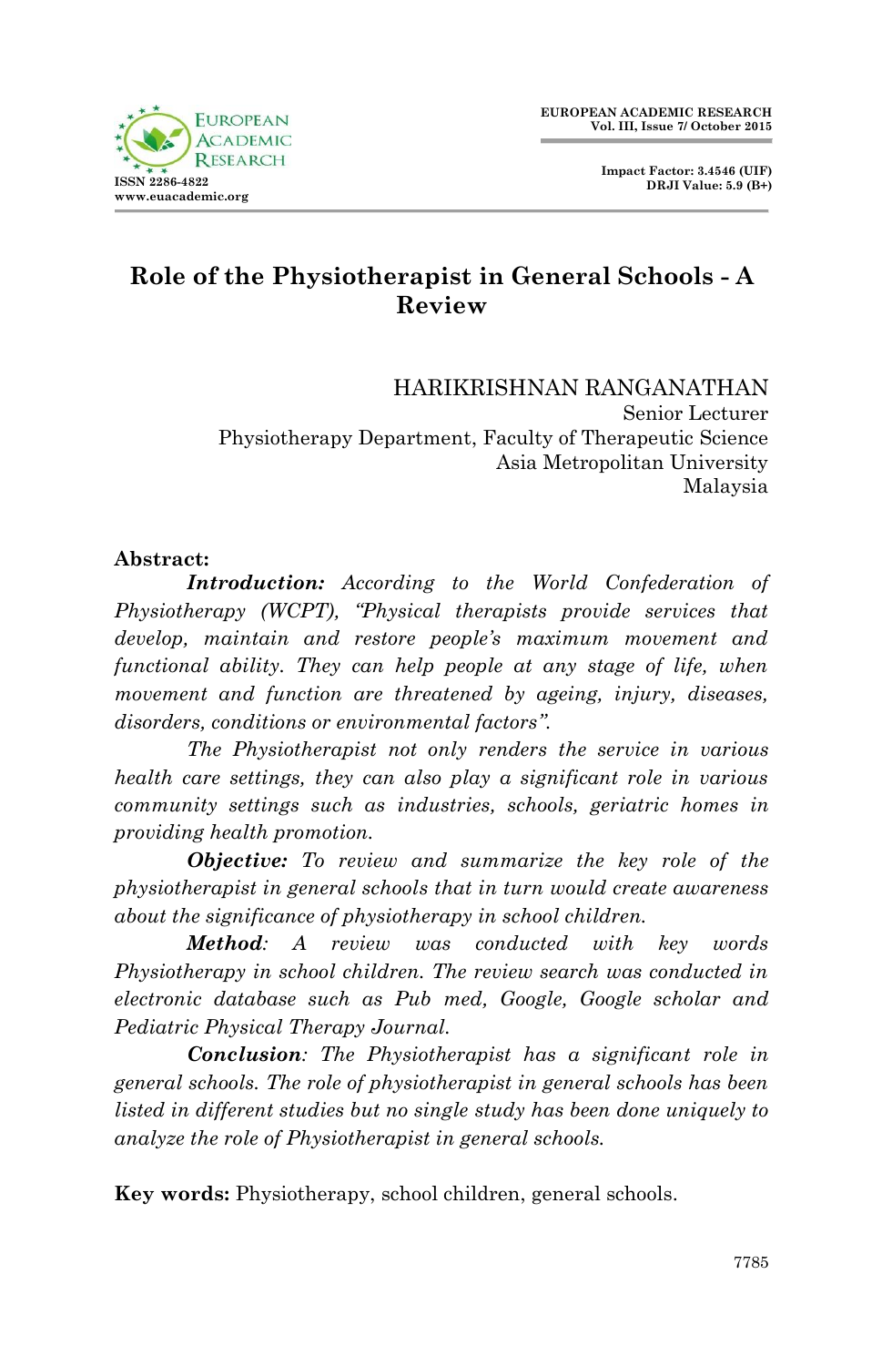# Role of the Physiotherapist in General Schools - A Review

HARIKRISHNAN RANGANATHAN
Senior Lecturer
Physiotherapy Department, Faculty of Therapeutic Science
Asia Metropolitan University
Malaysia

**Abstract:**

***Introduction:*** *According to the World Confederation of Physiotherapy (WCPT), "Physical therapists provide services that develop, maintain and restore people's maximum movement and functional ability. They can help people at any stage of life, when movement and function are threatened by ageing, injury, diseases, disorders, conditions or environmental factors".*

*The Physiotherapist not only renders the service in various health care settings, they can also play a significant role in various community settings such as industries, schools, geriatric homes in providing health promotion.*

***Objective:*** *To review and summarize the key role of the physiotherapist in general schools that in turn would create awareness about the significance of physiotherapy in school children.*

***Method****: A review was conducted with key words Physiotherapy in school children. The review search was conducted in electronic database such as Pub med, Google, Google scholar and Pediatric Physical Therapy Journal.*

***Conclusion****: The Physiotherapist has a significant role in general schools. The role of physiotherapist in general schools has been listed in different studies but no single study has been done uniquely to analyze the role of Physiotherapist in general schools.*

**Key words:** Physiotherapy, school children, general schools.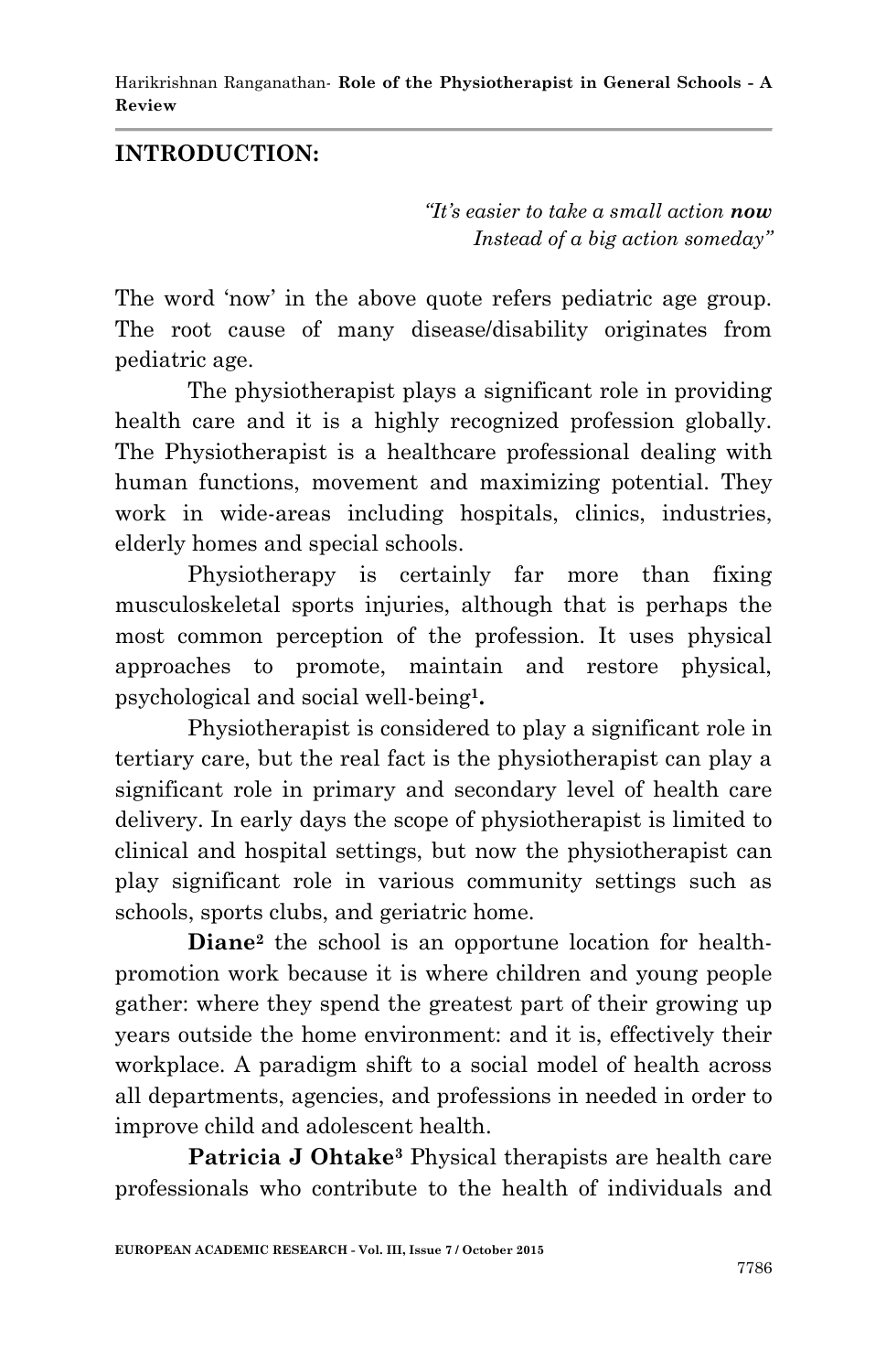## INTRODUCTION:

*"It's easier to take a small action **now***
*Instead of a big action someday"*

The word 'now' in the above quote refers pediatric age group. The root cause of many disease/disability originates from pediatric age.

The physiotherapist plays a significant role in providing health care and it is a highly recognized profession globally. The Physiotherapist is a healthcare professional dealing with human functions, movement and maximizing potential. They work in wide-areas including hospitals, clinics, industries, elderly homes and special schools.

Physiotherapy is certainly far more than fixing musculoskeletal sports injuries, although that is perhaps the most common perception of the profession. It uses physical approaches to promote, maintain and restore physical, psychological and social well-being[1].

Physiotherapist is considered to play a significant role in tertiary care, but the real fact is the physiotherapist can play a significant role in primary and secondary level of health care delivery. In early days the scope of physiotherapist is limited to clinical and hospital settings, but now the physiotherapist can play significant role in various community settings such as schools, sports clubs, and geriatric home.

**Diane**[2] the school is an opportune location for health-promotion work because it is where children and young people gather: where they spend the greatest part of their growing up years outside the home environment: and it is, effectively their workplace. A paradigm shift to a social model of health across all departments, agencies, and professions in needed in order to improve child and adolescent health.

**Patricia J Ohtake**[3] Physical therapists are health care professionals who contribute to the health of individuals and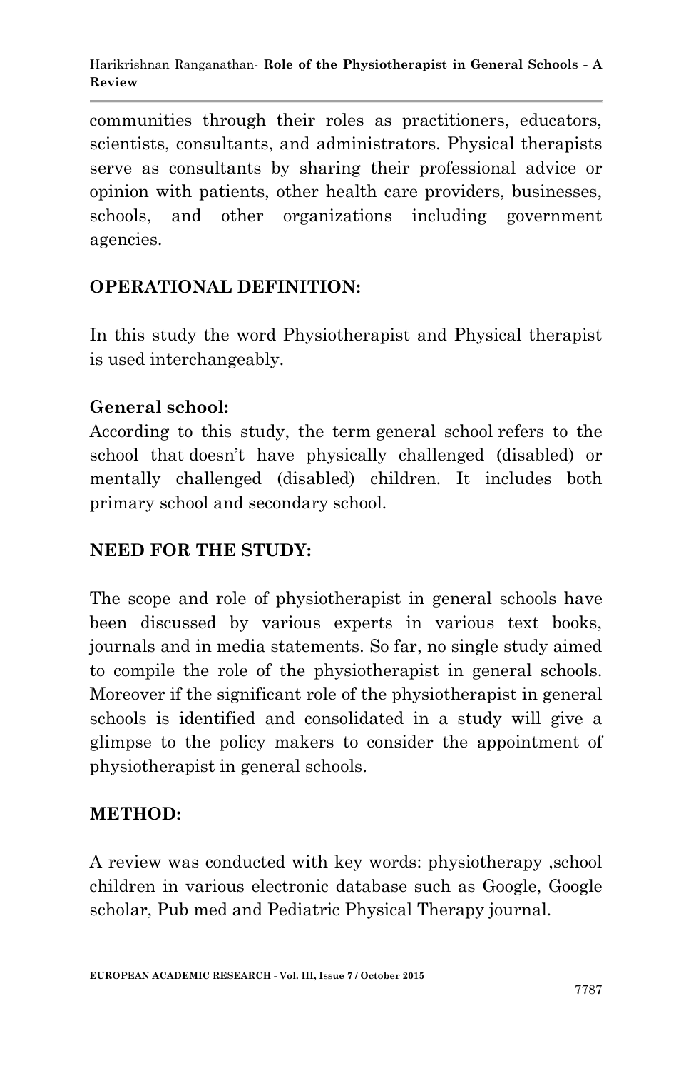communities through their roles as practitioners, educators, scientists, consultants, and administrators. Physical therapists serve as consultants by sharing their professional advice or opinion with patients, other health care providers, businesses, schools, and other organizations including government agencies.

## OPERATIONAL DEFINITION:

In this study the word Physiotherapist and Physical therapist is used interchangeably.

### General school:

According to this study, the term general school refers to the school that doesn't have physically challenged (disabled) or mentally challenged (disabled) children. It includes both primary school and secondary school.

## NEED FOR THE STUDY:

The scope and role of physiotherapist in general schools have been discussed by various experts in various text books, journals and in media statements. So far, no single study aimed to compile the role of the physiotherapist in general schools. Moreover if the significant role of the physiotherapist in general schools is identified and consolidated in a study will give a glimpse to the policy makers to consider the appointment of physiotherapist in general schools.

## METHOD:

A review was conducted with key words: physiotherapy ,school children in various electronic database such as Google, Google scholar, Pub med and Pediatric Physical Therapy journal.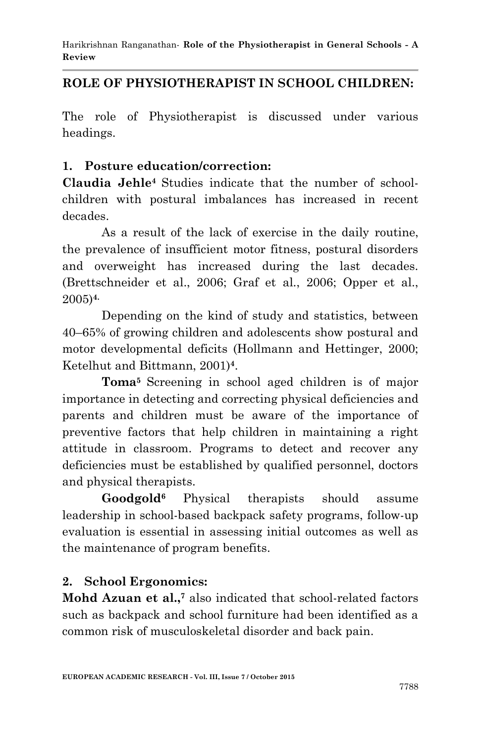## ROLE OF PHYSIOTHERAPIST IN SCHOOL CHILDREN:

The role of Physiotherapist is discussed under various headings.

### 1. Posture education/correction:

**Claudia Jehle**[4] Studies indicate that the number of school-children with postural imbalances has increased in recent decades.

As a result of the lack of exercise in the daily routine, the prevalence of insufficient motor fitness, postural disorders and overweight has increased during the last decades. (Brettschneider et al., 2006; Graf et al., 2006; Opper et al., 2005)[4].

Depending on the kind of study and statistics, between 40–65% of growing children and adolescents show postural and motor developmental deficits (Hollmann and Hettinger, 2000; Ketelhut and Bittmann, 2001)[4].

**Toma**[5] Screening in school aged children is of major importance in detecting and correcting physical deficiencies and parents and children must be aware of the importance of preventive factors that help children in maintaining a right attitude in classroom. Programs to detect and recover any deficiencies must be established by qualified personnel, doctors and physical therapists.

**Goodgold**[6] Physical therapists should assume leadership in school-based backpack safety programs, follow-up evaluation is essential in assessing initial outcomes as well as the maintenance of program benefits.

### 2. School Ergonomics:

**Mohd Azuan et al.,**[7] also indicated that school-related factors such as backpack and school furniture had been identified as a common risk of musculoskeletal disorder and back pain.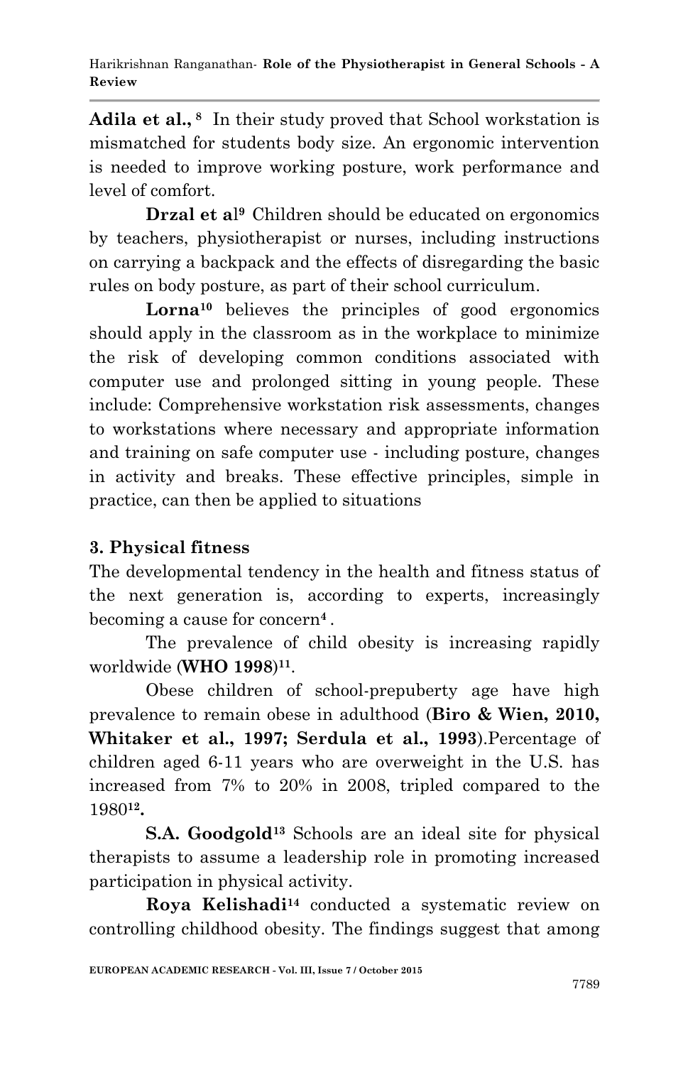**Adila et al.,** [8] In their study proved that School workstation is mismatched for students body size. An ergonomic intervention is needed to improve working posture, work performance and level of comfort.

**Drzal et al**[9] Children should be educated on ergonomics by teachers, physiotherapist or nurses, including instructions on carrying a backpack and the effects of disregarding the basic rules on body posture, as part of their school curriculum.

**Lorna**[10] believes the principles of good ergonomics should apply in the classroom as in the workplace to minimize the risk of developing common conditions associated with computer use and prolonged sitting in young people. These include: Comprehensive workstation risk assessments, changes to workstations where necessary and appropriate information and training on safe computer use - including posture, changes in activity and breaks. These effective principles, simple in practice, can then be applied to situations

### 3. Physical fitness

The developmental tendency in the health and fitness status of the next generation is, according to experts, increasingly becoming a cause for concern[4] .

The prevalence of child obesity is increasing rapidly worldwide (**WHO 1998**)[11].

Obese children of school-prepuberty age have high prevalence to remain obese in adulthood (**Biro & Wien, 2010, Whitaker et al., 1997; Serdula et al., 1993**).Percentage of children aged 6-11 years who are overweight in the U.S. has increased from 7% to 20% in 2008, tripled compared to the 1980[12]**.**

**S.A. Goodgold**[13] Schools are an ideal site for physical therapists to assume a leadership role in promoting increased participation in physical activity.

**Roya Kelishadi**[14] conducted a systematic review on controlling childhood obesity. The findings suggest that among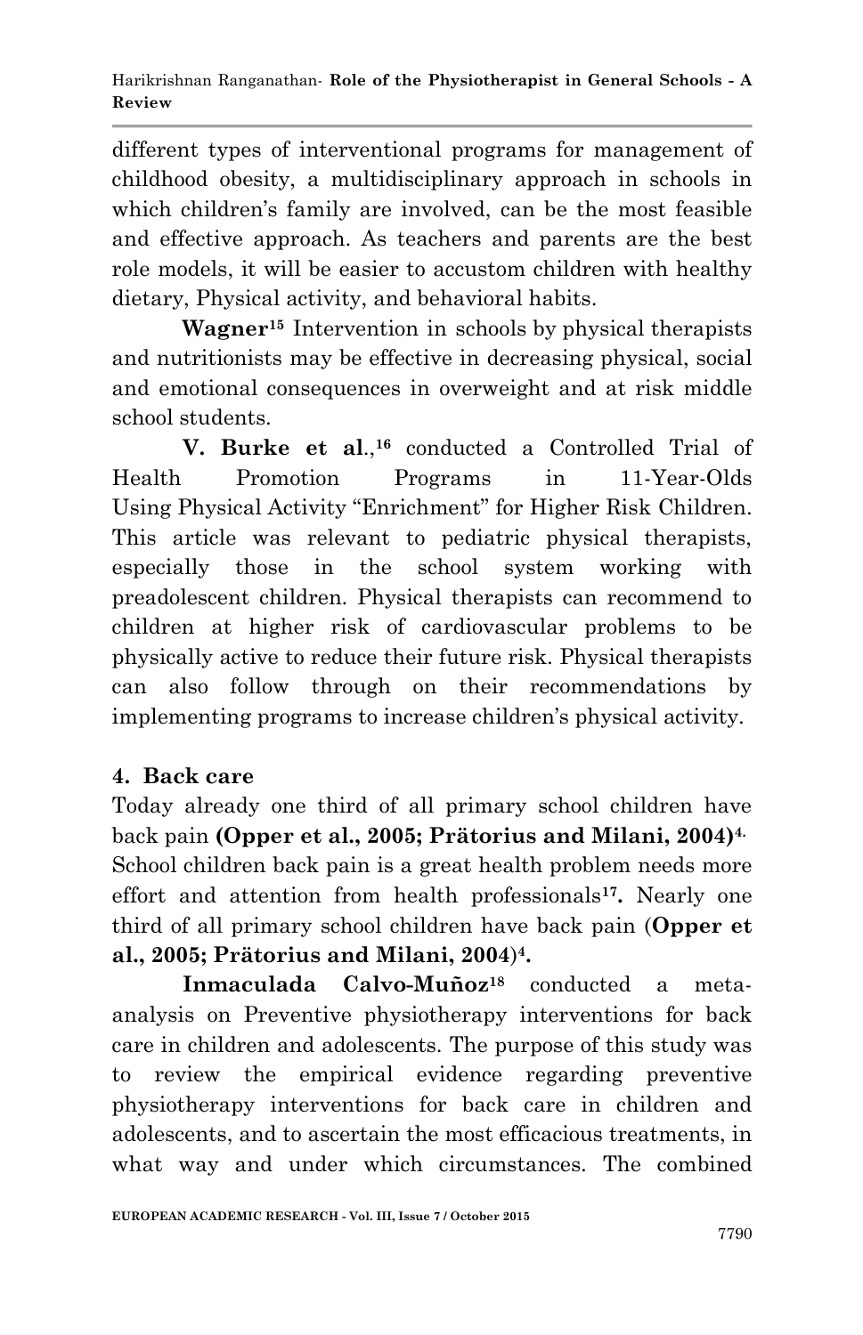different types of interventional programs for management of childhood obesity, a multidisciplinary approach in schools in which children's family are involved, can be the most feasible and effective approach. As teachers and parents are the best role models, it will be easier to accustom children with healthy dietary, Physical activity, and behavioral habits.

**Wagner**[15] Intervention in schools by physical therapists and nutritionists may be effective in decreasing physical, social and emotional consequences in overweight and at risk middle school students.

**V. Burke et al**.,[16] conducted a Controlled Trial of Health Promotion Programs in 11-Year-Olds Using Physical Activity "Enrichment" for Higher Risk Children. This article was relevant to pediatric physical therapists, especially those in the school system working with preadolescent children. Physical therapists can recommend to children at higher risk of cardiovascular problems to be physically active to reduce their future risk. Physical therapists can also follow through on their recommendations by implementing programs to increase children's physical activity.

## 4. Back care

Today already one third of all primary school children have back pain **(Opper et al., 2005; Prätorius and Milani, 2004)**[4.] School children back pain is a great health problem needs more effort and attention from health professionals[17]**.** Nearly one third of all primary school children have back pain (**Opper et al., 2005; Prätorius and Milani, 2004**)[4]**.**

**Inmaculada Calvo-Muñoz**[18] conducted a meta-analysis on Preventive physiotherapy interventions for back care in children and adolescents. The purpose of this study was to review the empirical evidence regarding preventive physiotherapy interventions for back care in children and adolescents, and to ascertain the most efficacious treatments, in what way and under which circumstances. The combined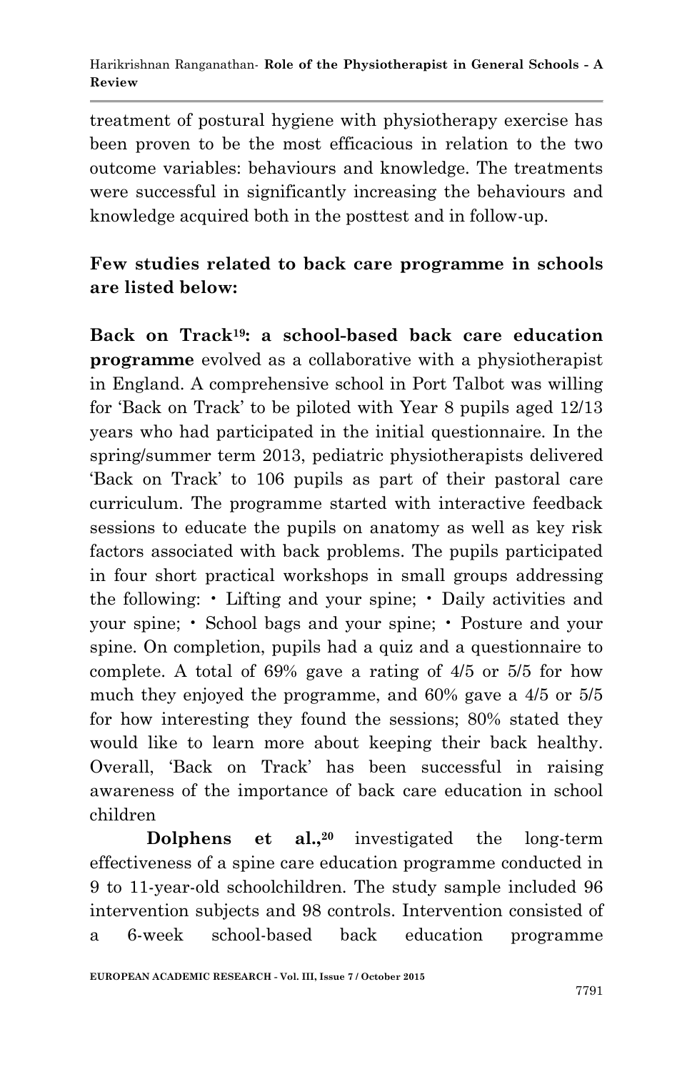treatment of postural hygiene with physiotherapy exercise has been proven to be the most efficacious in relation to the two outcome variables: behaviours and knowledge. The treatments were successful in significantly increasing the behaviours and knowledge acquired both in the posttest and in follow-up.

**Few studies related to back care programme in schools are listed below:**

**Back on Track[19]: a school-based back care education programme** evolved as a collaborative with a physiotherapist in England. A comprehensive school in Port Talbot was willing for 'Back on Track' to be piloted with Year 8 pupils aged 12/13 years who had participated in the initial questionnaire. In the spring/summer term 2013, pediatric physiotherapists delivered 'Back on Track' to 106 pupils as part of their pastoral care curriculum. The programme started with interactive feedback sessions to educate the pupils on anatomy as well as key risk factors associated with back problems. The pupils participated in four short practical workshops in small groups addressing the following: • Lifting and your spine; • Daily activities and your spine; • School bags and your spine; • Posture and your spine. On completion, pupils had a quiz and a questionnaire to complete. A total of 69% gave a rating of 4/5 or 5/5 for how much they enjoyed the programme, and 60% gave a 4/5 or 5/5 for how interesting they found the sessions; 80% stated they would like to learn more about keeping their back healthy. Overall, 'Back on Track' has been successful in raising awareness of the importance of back care education in school children

**Dolphens et al.,[20]** investigated the long-term effectiveness of a spine care education programme conducted in 9 to 11-year-old schoolchildren. The study sample included 96 intervention subjects and 98 controls. Intervention consisted of a 6-week school-based back education programme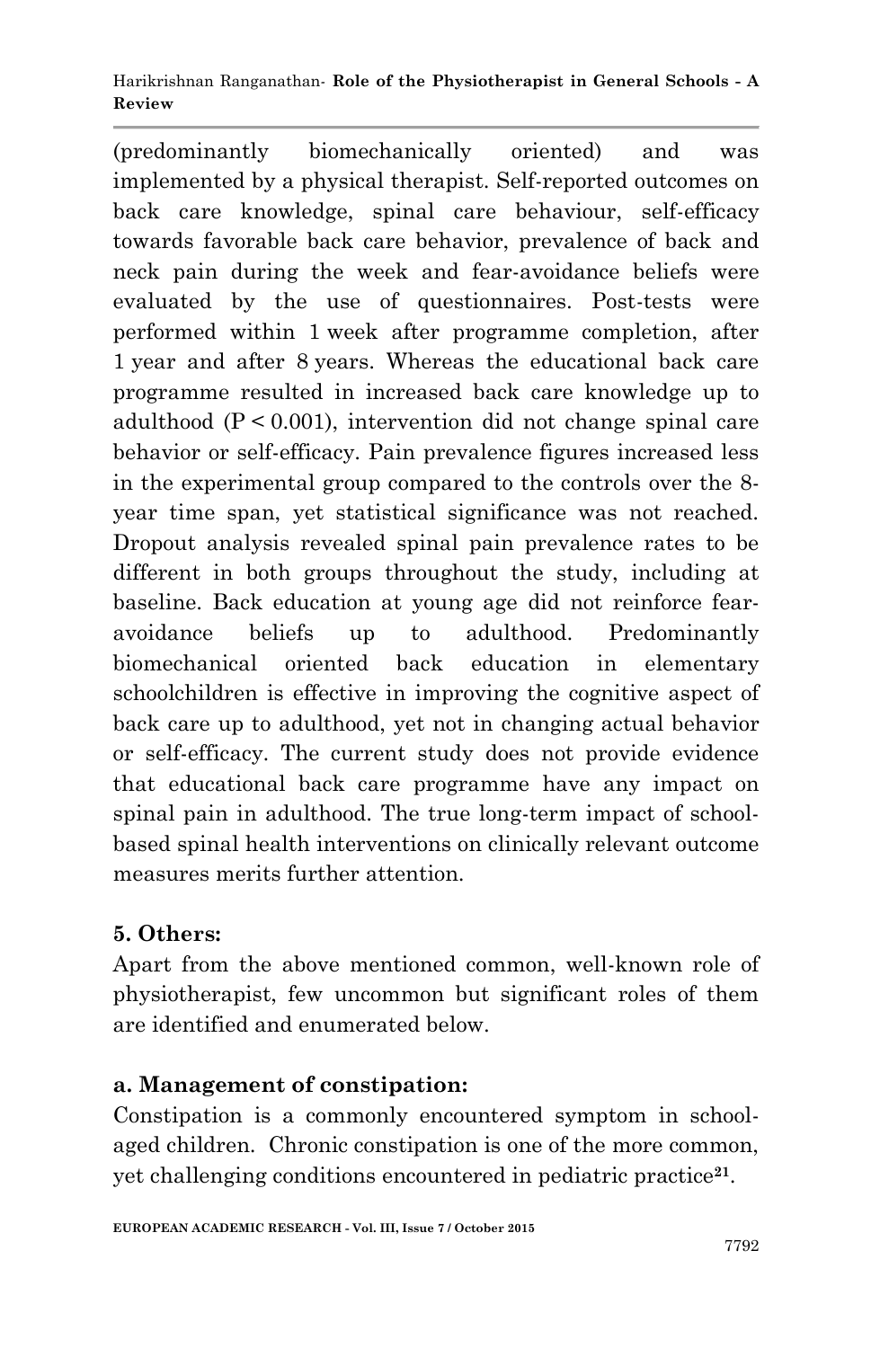(predominantly biomechanically oriented) and was implemented by a physical therapist. Self-reported outcomes on back care knowledge, spinal care behaviour, self-efficacy towards favorable back care behavior, prevalence of back and neck pain during the week and fear-avoidance beliefs were evaluated by the use of questionnaires. Post-tests were performed within 1 week after programme completion, after 1 year and after 8 years. Whereas the educational back care programme resulted in increased back care knowledge up to adulthood ($P < 0.001$), intervention did not change spinal care behavior or self-efficacy. Pain prevalence figures increased less in the experimental group compared to the controls over the 8-year time span, yet statistical significance was not reached. Dropout analysis revealed spinal pain prevalence rates to be different in both groups throughout the study, including at baseline. Back education at young age did not reinforce fear-avoidance beliefs up to adulthood. Predominantly biomechanical oriented back education in elementary schoolchildren is effective in improving the cognitive aspect of back care up to adulthood, yet not in changing actual behavior or self-efficacy. The current study does not provide evidence that educational back care programme have any impact on spinal pain in adulthood. The true long-term impact of school-based spinal health interventions on clinically relevant outcome measures merits further attention.

### 5. Others:

Apart from the above mentioned common, well-known role of physiotherapist, few uncommon but significant roles of them are identified and enumerated below.

#### a. Management of constipation:

Constipation is a commonly encountered symptom in school-aged children. Chronic constipation is one of the more common, yet challenging conditions encountered in pediatric practice[21].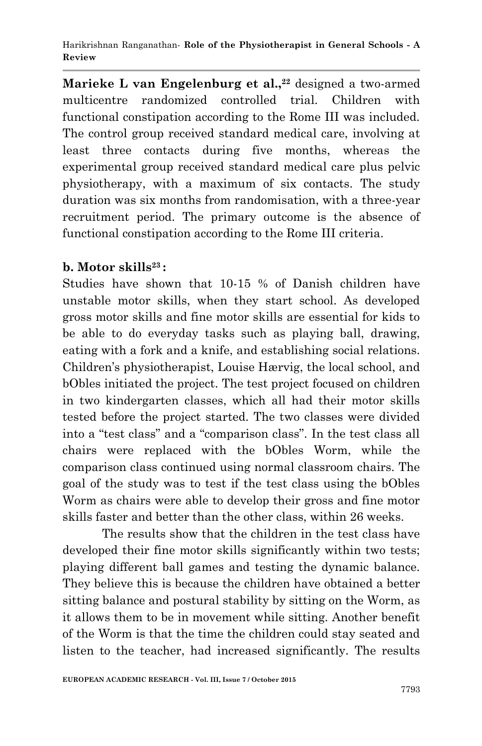**Marieke L van Engelenburg et al.,**[22] designed a two-armed multicentre randomized controlled trial. Children with functional constipation according to the Rome III was included. The control group received standard medical care, involving at least three contacts during five months, whereas the experimental group received standard medical care plus pelvic physiotherapy, with a maximum of six contacts. The study duration was six months from randomisation, with a three-year recruitment period. The primary outcome is the absence of functional constipation according to the Rome III criteria.

**b. Motor skills**[23] **:**

Studies have shown that 10-15 % of Danish children have unstable motor skills, when they start school. As developed gross motor skills and fine motor skills are essential for kids to be able to do everyday tasks such as playing ball, drawing, eating with a fork and a knife, and establishing social relations. Children's physiotherapist, Louise Hærvig, the local school, and bObles initiated the project. The test project focused on children in two kindergarten classes, which all had their motor skills tested before the project started. The two classes were divided into a "test class" and a "comparison class". In the test class all chairs were replaced with the bObles Worm, while the comparison class continued using normal classroom chairs. The goal of the study was to test if the test class using the bObles Worm as chairs were able to develop their gross and fine motor skills faster and better than the other class, within 26 weeks.

The results show that the children in the test class have developed their fine motor skills significantly within two tests; playing different ball games and testing the dynamic balance. They believe this is because the children have obtained a better sitting balance and postural stability by sitting on the Worm, as it allows them to be in movement while sitting. Another benefit of the Worm is that the time the children could stay seated and listen to the teacher, had increased significantly. The results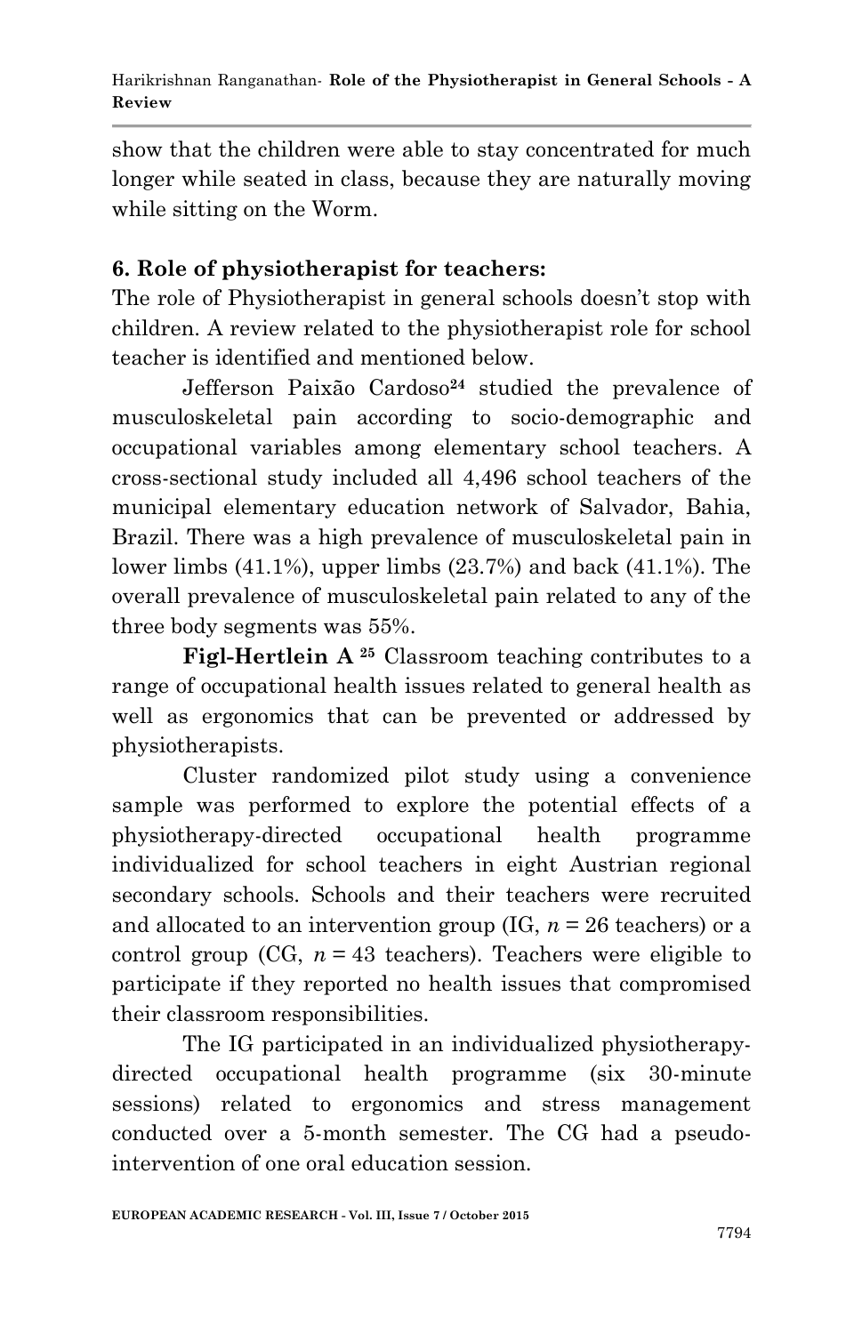show that the children were able to stay concentrated for much longer while seated in class, because they are naturally moving while sitting on the Worm.

## 6. Role of physiotherapist for teachers:

The role of Physiotherapist in general schools doesn't stop with children. A review related to the physiotherapist role for school teacher is identified and mentioned below.

Jefferson Paixão Cardoso[24] studied the prevalence of musculoskeletal pain according to socio-demographic and occupational variables among elementary school teachers. A cross-sectional study included all 4,496 school teachers of the municipal elementary education network of Salvador, Bahia, Brazil. There was a high prevalence of musculoskeletal pain in lower limbs (41.1%), upper limbs (23.7%) and back (41.1%). The overall prevalence of musculoskeletal pain related to any of the three body segments was 55%.

**Figl-Hertlein A** [25] Classroom teaching contributes to a range of occupational health issues related to general health as well as ergonomics that can be prevented or addressed by physiotherapists.

Cluster randomized pilot study using a convenience sample was performed to explore the potential effects of a physiotherapy-directed occupational health programme individualized for school teachers in eight Austrian regional secondary schools. Schools and their teachers were recruited and allocated to an intervention group (IG, $n = 26$ teachers) or a control group (CG, $n = 43$ teachers). Teachers were eligible to participate if they reported no health issues that compromised their classroom responsibilities.

The IG participated in an individualized physiotherapy-directed occupational health programme (six 30-minute sessions) related to ergonomics and stress management conducted over a 5-month semester. The CG had a pseudo-intervention of one oral education session.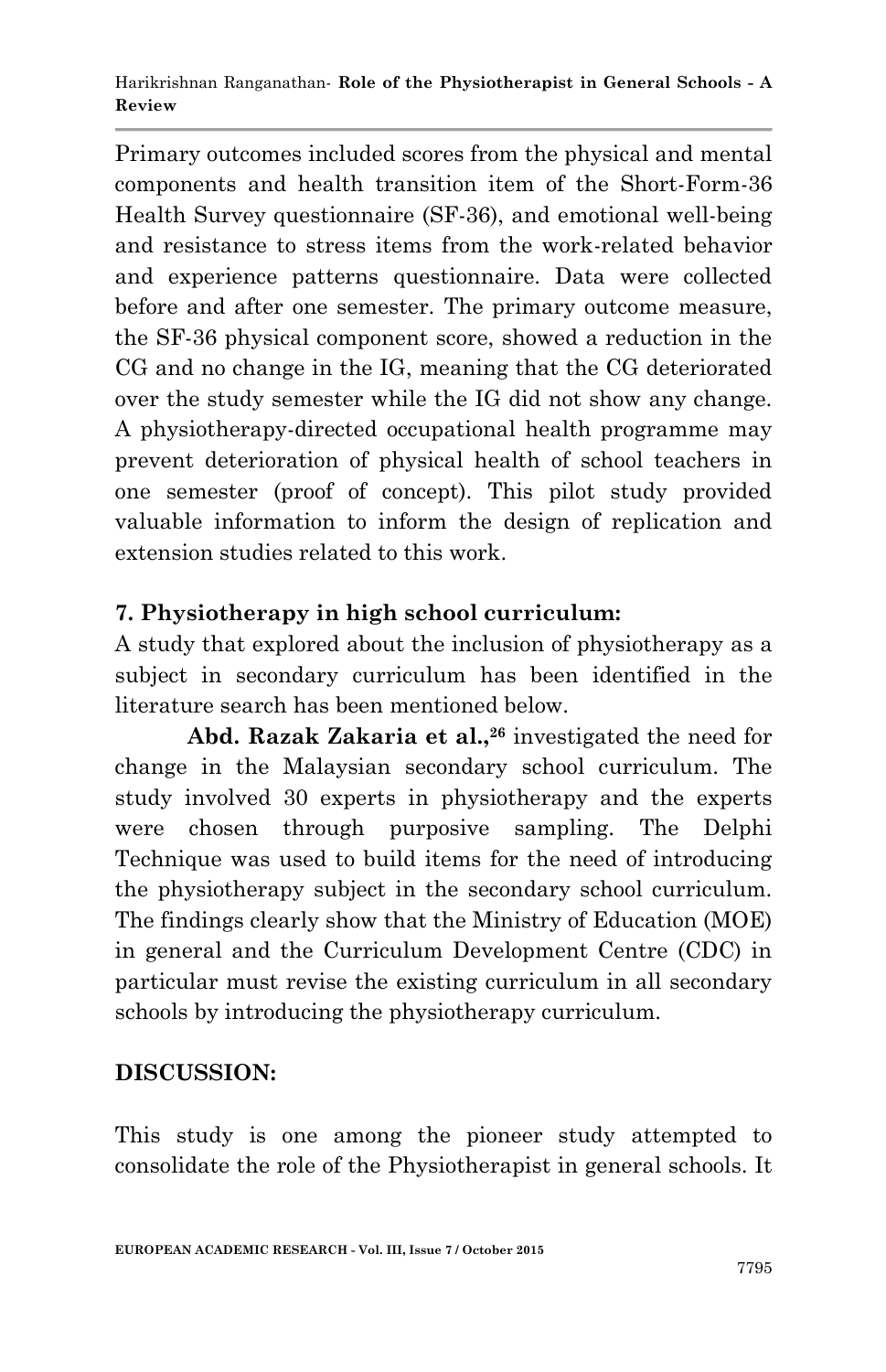Primary outcomes included scores from the physical and mental components and health transition item of the Short-Form-36 Health Survey questionnaire (SF-36), and emotional well-being and resistance to stress items from the work-related behavior and experience patterns questionnaire. Data were collected before and after one semester. The primary outcome measure, the SF-36 physical component score, showed a reduction in the CG and no change in the IG, meaning that the CG deteriorated over the study semester while the IG did not show any change. A physiotherapy-directed occupational health programme may prevent deterioration of physical health of school teachers in one semester (proof of concept). This pilot study provided valuable information to inform the design of replication and extension studies related to this work.

### 7. Physiotherapy in high school curriculum:

A study that explored about the inclusion of physiotherapy as a subject in secondary curriculum has been identified in the literature search has been mentioned below.

**Abd. Razak Zakaria et al.,**[26] investigated the need for change in the Malaysian secondary school curriculum. The study involved 30 experts in physiotherapy and the experts were chosen through purposive sampling. The Delphi Technique was used to build items for the need of introducing the physiotherapy subject in the secondary school curriculum. The findings clearly show that the Ministry of Education (MOE) in general and the Curriculum Development Centre (CDC) in particular must revise the existing curriculum in all secondary schools by introducing the physiotherapy curriculum.

## DISCUSSION:

This study is one among the pioneer study attempted to consolidate the role of the Physiotherapist in general schools. It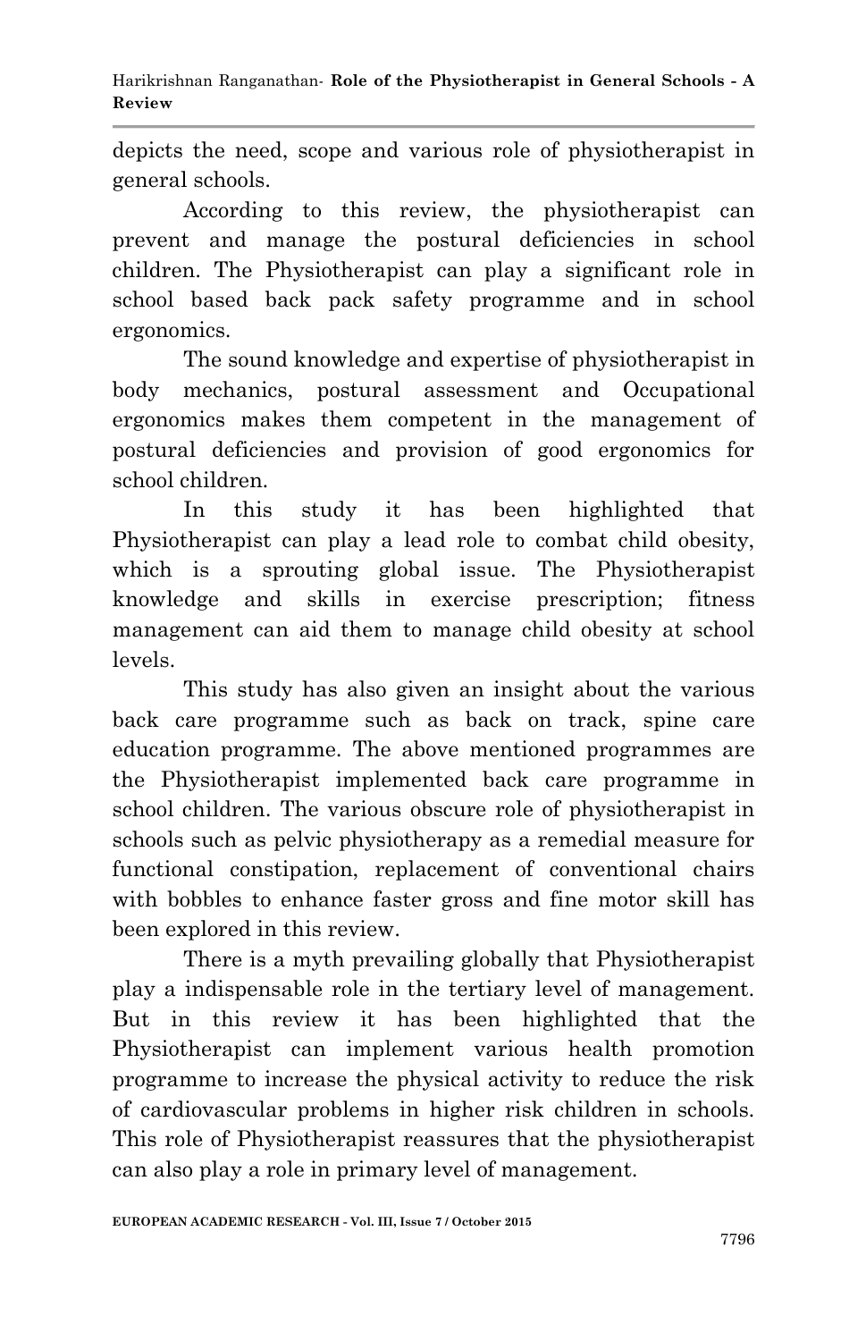depicts the need, scope and various role of physiotherapist in general schools.

According to this review, the physiotherapist can prevent and manage the postural deficiencies in school children. The Physiotherapist can play a significant role in school based back pack safety programme and in school ergonomics.

The sound knowledge and expertise of physiotherapist in body mechanics, postural assessment and Occupational ergonomics makes them competent in the management of postural deficiencies and provision of good ergonomics for school children.

In this study it has been highlighted that Physiotherapist can play a lead role to combat child obesity, which is a sprouting global issue. The Physiotherapist knowledge and skills in exercise prescription; fitness management can aid them to manage child obesity at school levels.

This study has also given an insight about the various back care programme such as back on track, spine care education programme. The above mentioned programmes are the Physiotherapist implemented back care programme in school children. The various obscure role of physiotherapist in schools such as pelvic physiotherapy as a remedial measure for functional constipation, replacement of conventional chairs with bobbles to enhance faster gross and fine motor skill has been explored in this review.

There is a myth prevailing globally that Physiotherapist play a indispensable role in the tertiary level of management. But in this review it has been highlighted that the Physiotherapist can implement various health promotion programme to increase the physical activity to reduce the risk of cardiovascular problems in higher risk children in schools. This role of Physiotherapist reassures that the physiotherapist can also play a role in primary level of management.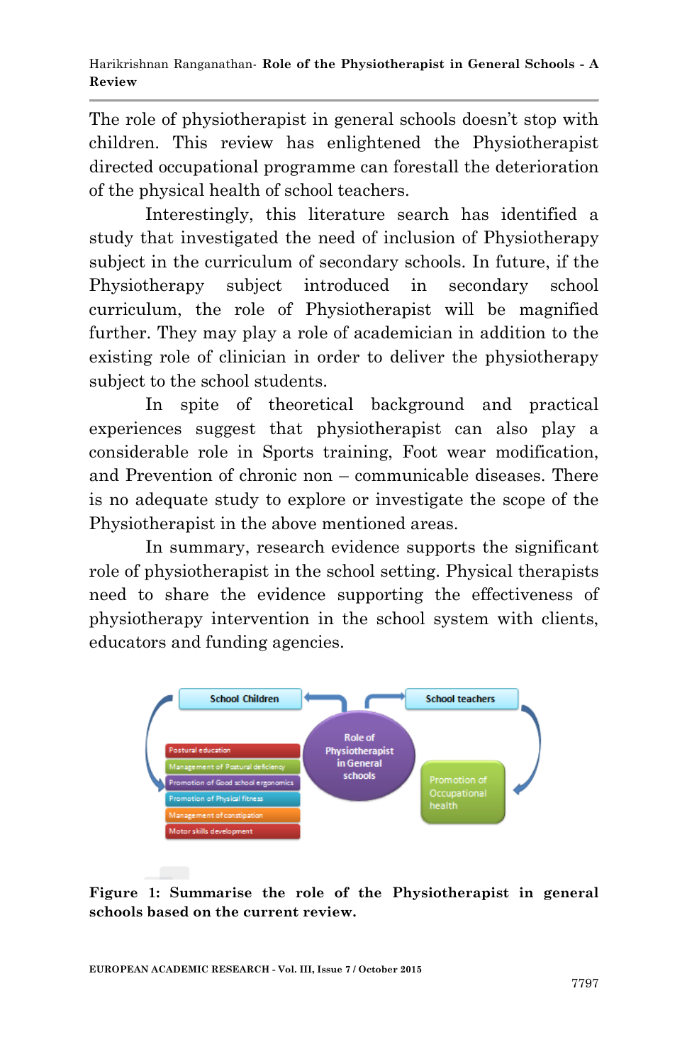The role of physiotherapist in general schools doesn't stop with children. This review has enlightened the Physiotherapist directed occupational programme can forestall the deterioration of the physical health of school teachers.

Interestingly, this literature search has identified a study that investigated the need of inclusion of Physiotherapy subject in the curriculum of secondary schools. In future, if the Physiotherapy subject introduced in secondary school curriculum, the role of Physiotherapist will be magnified further. They may play a role of academician in addition to the existing role of clinician in order to deliver the physiotherapy subject to the school students.

In spite of theoretical background and practical experiences suggest that physiotherapist can also play a considerable role in Sports training, Foot wear modification, and Prevention of chronic non – communicable diseases. There is no adequate study to explore or investigate the scope of the Physiotherapist in the above mentioned areas.

In summary, research evidence supports the significant role of physiotherapist in the school setting. Physical therapists need to share the evidence supporting the effectiveness of physiotherapy intervention in the school system with clients, educators and funding agencies.

**Figure 1: Summarise the role of the Physiotherapist in general schools based on the current review.**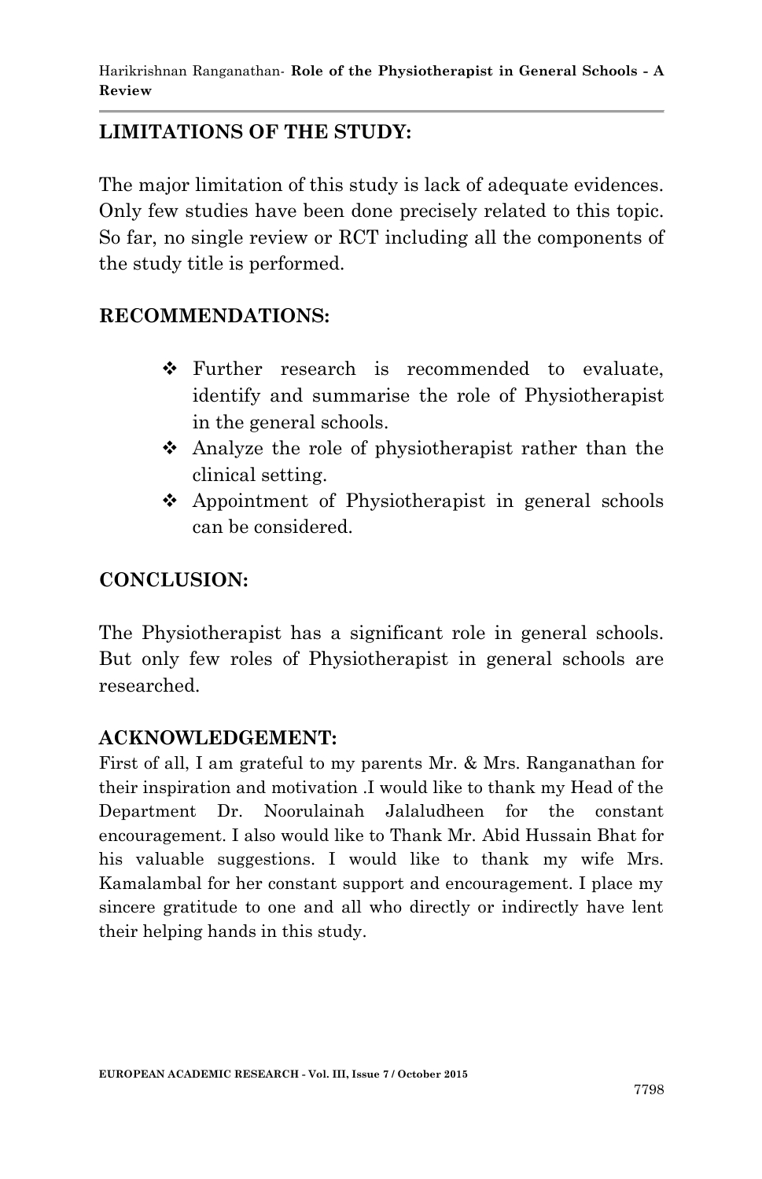## LIMITATIONS OF THE STUDY:

The major limitation of this study is lack of adequate evidences. Only few studies have been done precisely related to this topic. So far, no single review or RCT including all the components of the study title is performed.

## RECOMMENDATIONS:

- Further research is recommended to evaluate, identify and summarise the role of Physiotherapist in the general schools.
- Analyze the role of physiotherapist rather than the clinical setting.
- Appointment of Physiotherapist in general schools can be considered.

## CONCLUSION:

The Physiotherapist has a significant role in general schools. But only few roles of Physiotherapist in general schools are researched.

## ACKNOWLEDGEMENT:

First of all, I am grateful to my parents Mr. & Mrs. Ranganathan for their inspiration and motivation .I would like to thank my Head of the Department Dr. Noorulainah Jalaludheen for the constant encouragement. I also would like to Thank Mr. Abid Hussain Bhat for his valuable suggestions. I would like to thank my wife Mrs. Kamalambal for her constant support and encouragement. I place my sincere gratitude to one and all who directly or indirectly have lent their helping hands in this study.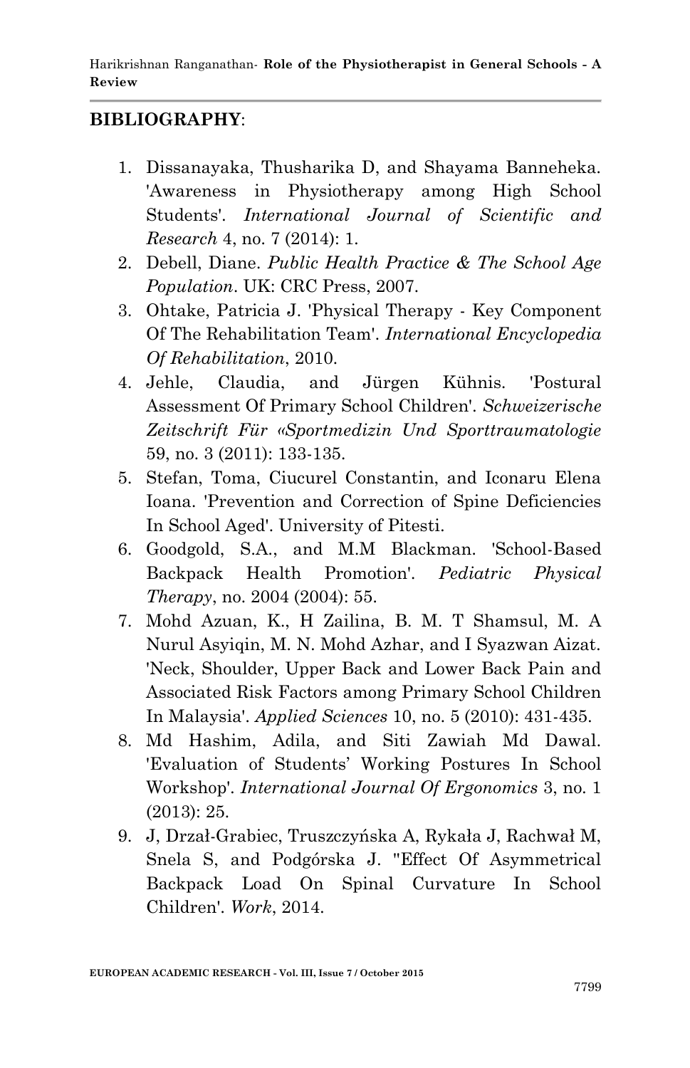**BIBLIOGRAPHY**:

1. Dissanayaka, Thusharika D, and Shayama Banneheka. 'Awareness in Physiotherapy among High School Students'. *International Journal of Scientific and Research* 4, no. 7 (2014): 1.
2. Debell, Diane. *Public Health Practice & The School Age Population*. UK: CRC Press, 2007.
3. Ohtake, Patricia J. 'Physical Therapy - Key Component Of The Rehabilitation Team'. *International Encyclopedia Of Rehabilitation*, 2010.
4. Jehle, Claudia, and Jürgen Kühnis. 'Postural Assessment Of Primary School Children'. *Schweizerische Zeitschrift Für «Sportmedizin Und Sporttraumatologie* 59, no. 3 (2011): 133-135.
5. Stefan, Toma, Ciucurel Constantin, and Iconaru Elena Ioana. 'Prevention and Correction of Spine Deficiencies In School Aged'. University of Pitesti.
6. Goodgold, S.A., and M.M Blackman. 'School-Based Backpack Health Promotion'. *Pediatric Physical Therapy*, no. 2004 (2004): 55.
7. Mohd Azuan, K., H Zailina, B. M. T Shamsul, M. A Nurul Asyiqin, M. N. Mohd Azhar, and I Syazwan Aizat. 'Neck, Shoulder, Upper Back and Lower Back Pain and Associated Risk Factors among Primary School Children In Malaysia'. *Applied Sciences* 10, no. 5 (2010): 431-435.
8. Md Hashim, Adila, and Siti Zawiah Md Dawal. 'Evaluation of Students' Working Postures In School Workshop'. *International Journal Of Ergonomics* 3, no. 1 (2013): 25.
9. J, Drzał-Grabiec, Truszczyńska A, Rykała J, Rachwał M, Snela S, and Podgórska J. ''Effect Of Asymmetrical Backpack Load On Spinal Curvature In School Children'. *Work*, 2014.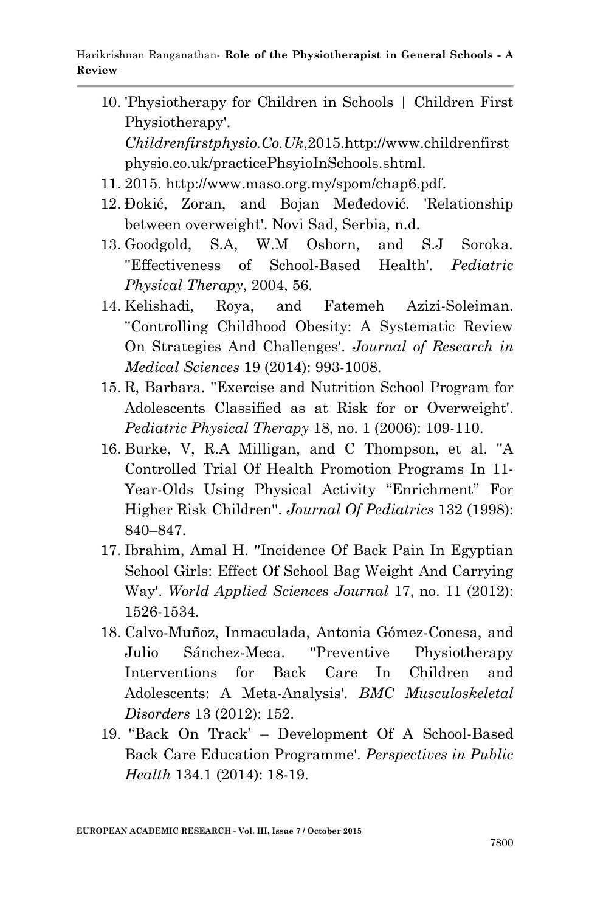10. 'Physiotherapy for Children in Schools | Children First Physiotherapy'. *Childrenfirstphysio.Co.Uk*,2015.http://www.childrenfirstphysio.co.uk/practicePhsyioInSchools.shtml.
11. 2015. http://www.maso.org.my/spom/chap6.pdf.
12. Đokić, Zoran, and Bojan Međedović. 'Relationship between overweight'. Novi Sad, Serbia, n.d.
13. Goodgold, S.A, W.M Osborn, and S.J Soroka. ''Effectiveness of School-Based Health'. *Pediatric Physical Therapy*, 2004, 56.
14. Kelishadi, Roya, and Fatemeh Azizi-Soleiman. ''Controlling Childhood Obesity: A Systematic Review On Strategies And Challenges'. *Journal of Research in Medical Sciences* 19 (2014): 993-1008.
15. R, Barbara. ''Exercise and Nutrition School Program for Adolescents Classified as at Risk for or Overweight'. *Pediatric Physical Therapy* 18, no. 1 (2006): 109-110.
16. Burke, V, R.A Milligan, and C Thompson, et al. ''A Controlled Trial Of Health Promotion Programs In 11-Year-Olds Using Physical Activity "Enrichment" For Higher Risk Children''. *Journal Of Pediatrics* 132 (1998): 840–847.
17. Ibrahim, Amal H. ''Incidence Of Back Pain In Egyptian School Girls: Effect Of School Bag Weight And Carrying Way'. *World Applied Sciences Journal* 17, no. 11 (2012): 1526-1534.
18. Calvo-Muñoz, Inmaculada, Antonia Gómez-Conesa, and Julio Sánchez-Meca. ''Preventive Physiotherapy Interventions for Back Care In Children and Adolescents: A Meta-Analysis'. *BMC Musculoskeletal Disorders* 13 (2012): 152.
19. ''Back On Track' – Development Of A School-Based Back Care Education Programme'. *Perspectives in Public Health* 134.1 (2014): 18-19.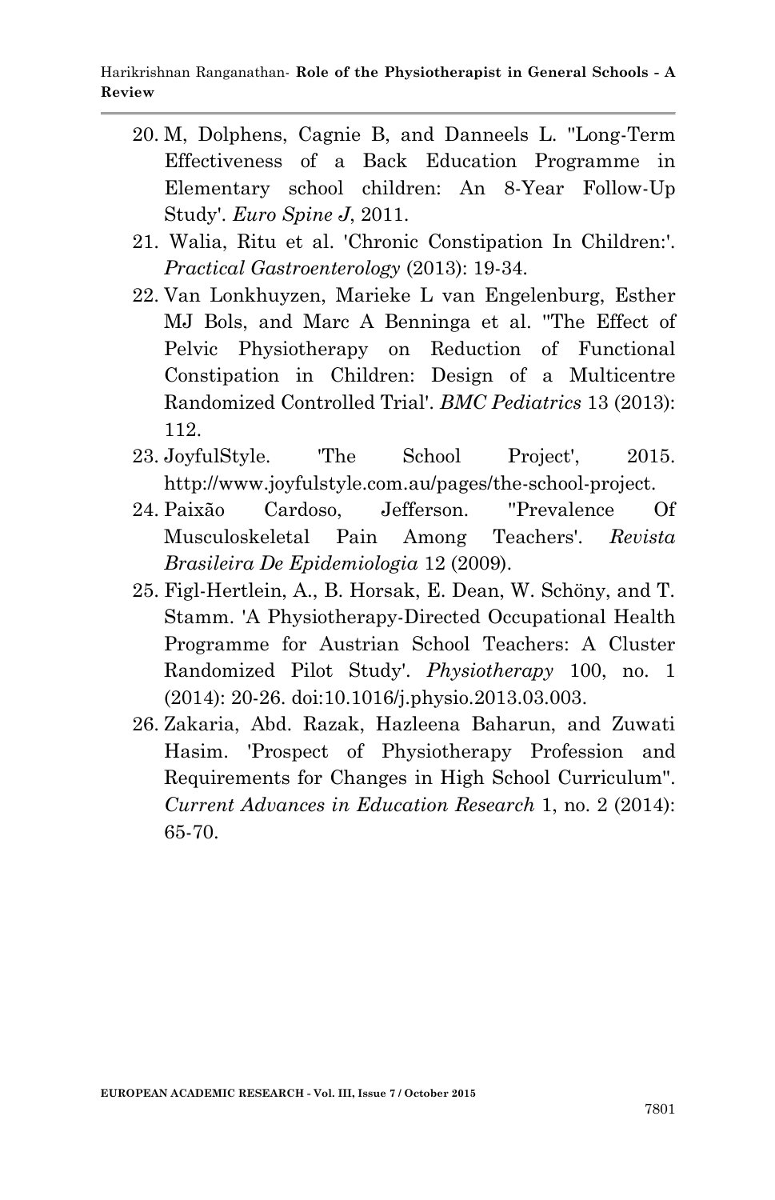20. M, Dolphens, Cagnie B, and Danneels L. "Long-Term Effectiveness of a Back Education Programme in Elementary school children: An 8-Year Follow-Up Study'. *Euro Spine J*, 2011.
21. Walia, Ritu et al. 'Chronic Constipation In Children:'. *Practical Gastroenterology* (2013): 19-34.
22. Van Lonkhuyzen, Marieke L van Engelenburg, Esther MJ Bols, and Marc A Benninga et al. "The Effect of Pelvic Physiotherapy on Reduction of Functional Constipation in Children: Design of a Multicentre Randomized Controlled Trial'. *BMC Pediatrics* 13 (2013): 112.
23. JoyfulStyle. 'The School Project', 2015. http://www.joyfulstyle.com.au/pages/the-school-project.
24. Paixão Cardoso, Jefferson. "Prevalence Of Musculoskeletal Pain Among Teachers'. *Revista Brasileira De Epidemiologia* 12 (2009).
25. Figl-Hertlein, A., B. Horsak, E. Dean, W. Schöny, and T. Stamm. 'A Physiotherapy-Directed Occupational Health Programme for Austrian School Teachers: A Cluster Randomized Pilot Study'. *Physiotherapy* 100, no. 1 (2014): 20-26. doi:10.1016/j.physio.2013.03.003.
26. Zakaria, Abd. Razak, Hazleena Baharun, and Zuwati Hasim. 'Prospect of Physiotherapy Profession and Requirements for Changes in High School Curriculum''. *Current Advances in Education Research* 1, no. 2 (2014): 65-70.